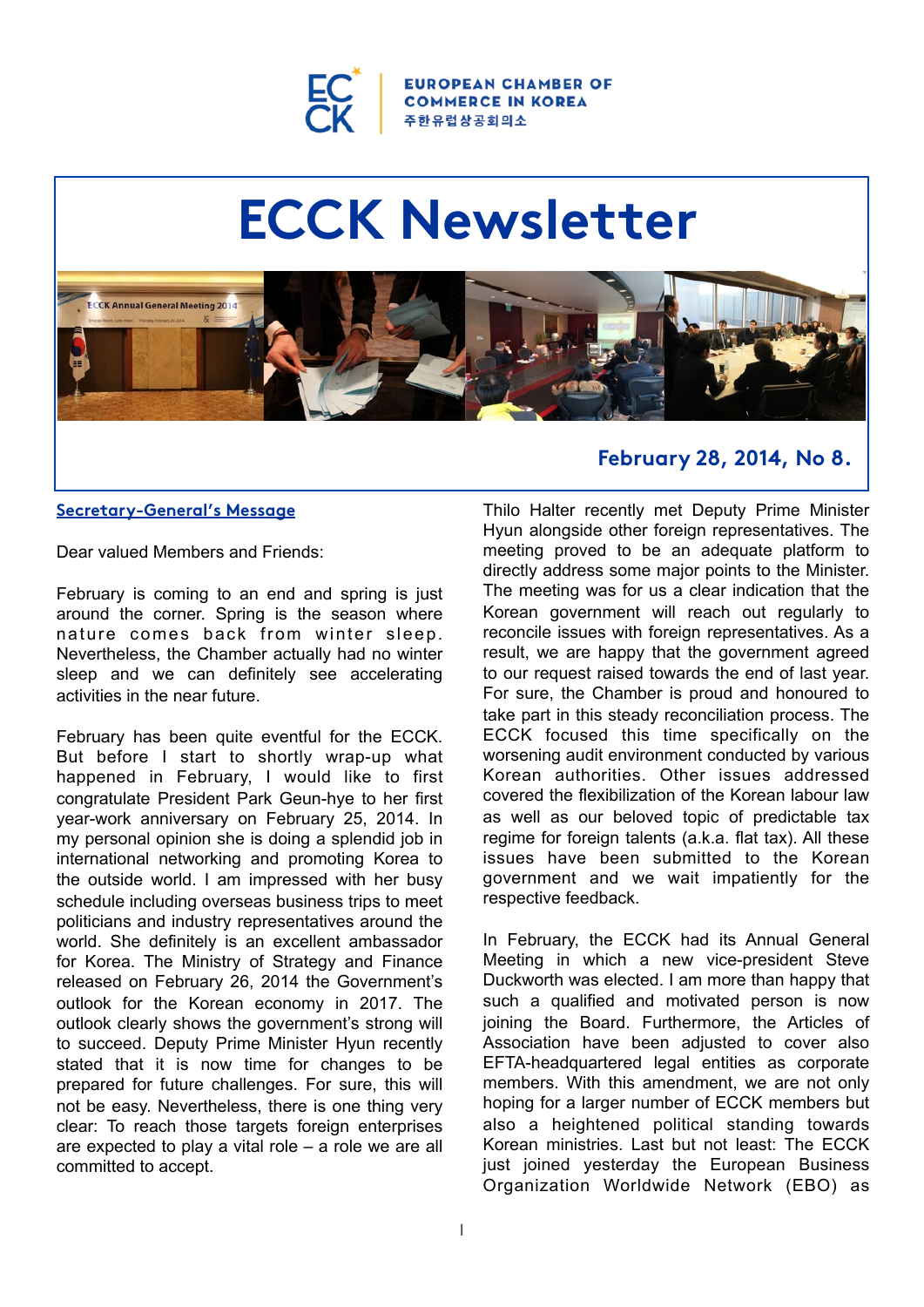EUROPEAN CHAMBER OF COMMERCE IN KOREA
주한유럽상공회의소

# ECCK Newsletter

**February 28, 2014, No 8.**

## Secretary-General's Message

Dear valued Members and Friends:

February is coming to an end and spring is just around the corner. Spring is the season where nature comes back from winter sleep. Nevertheless, the Chamber actually had no winter sleep and we can definitely see accelerating activities in the near future.

February has been quite eventful for the ECCK. But before I start to shortly wrap-up what happened in February, I would like to first congratulate President Park Geun-hye to her first year-work anniversary on February 25, 2014. In my personal opinion she is doing a splendid job in international networking and promoting Korea to the outside world. I am impressed with her busy schedule including overseas business trips to meet politicians and industry representatives around the world. She definitely is an excellent ambassador for Korea. The Ministry of Strategy and Finance released on February 26, 2014 the Government's outlook for the Korean economy in 2017. The outlook clearly shows the government's strong will to succeed. Deputy Prime Minister Hyun recently stated that it is now time for changes to be prepared for future challenges. For sure, this will not be easy. Nevertheless, there is one thing very clear: To reach those targets foreign enterprises are expected to play a vital role – a role we are all committed to accept.

Thilo Halter recently met Deputy Prime Minister Hyun alongside other foreign representatives. The meeting proved to be an adequate platform to directly address some major points to the Minister. The meeting was for us a clear indication that the Korean government will reach out regularly to reconcile issues with foreign representatives. As a result, we are happy that the government agreed to our request raised towards the end of last year. For sure, the Chamber is proud and honoured to take part in this steady reconciliation process. The ECCK focused this time specifically on the worsening audit environment conducted by various Korean authorities. Other issues addressed covered the flexibilization of the Korean labour law as well as our beloved topic of predictable tax regime for foreign talents (a.k.a. flat tax). All these issues have been submitted to the Korean government and we wait impatiently for the respective feedback.

In February, the ECCK had its Annual General Meeting in which a new vice-president Steve Duckworth was elected. I am more than happy that such a qualified and motivated person is now joining the Board. Furthermore, the Articles of Association have been adjusted to cover also EFTA-headquartered legal entities as corporate members. With this amendment, we are not only hoping for a larger number of ECCK members but also a heightened political standing towards Korean ministries. Last but not least: The ECCK just joined yesterday the European Business Organization Worldwide Network (EBO) as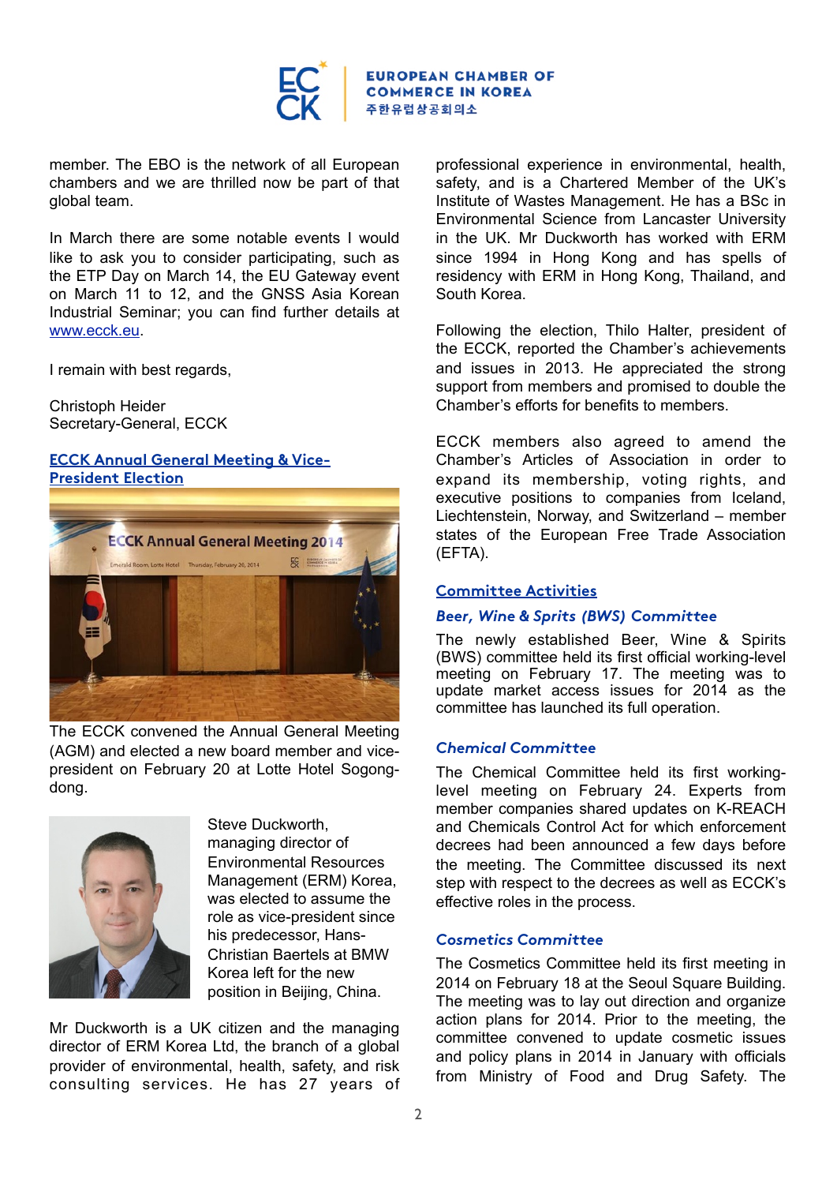member. The EBO is the network of all European chambers and we are thrilled now be part of that global team.

In March there are some notable events I would like to ask you to consider participating, such as the ETP Day on March 14, the EU Gateway event on March 11 to 12, and the GNSS Asia Korean Industrial Seminar; you can find further details at www.ecck.eu.

I remain with best regards,

Christoph Heider
Secretary-General, ECCK

## ECCK Annual General Meeting & Vice-President Election

The ECCK convened the Annual General Meeting (AGM) and elected a new board member and vice-president on February 20 at Lotte Hotel Sogong-dong.

Steve Duckworth, managing director of Environmental Resources Management (ERM) Korea, was elected to assume the role as vice-president since his predecessor, Hans-Christian Baertels at BMW Korea left for the new position in Beijing, China.

Mr Duckworth is a UK citizen and the managing director of ERM Korea Ltd, the branch of a global provider of environmental, health, safety, and risk consulting services. He has 27 years of professional experience in environmental, health, safety, and is a Chartered Member of the UK's Institute of Wastes Management. He has a BSc in Environmental Science from Lancaster University in the UK. Mr Duckworth has worked with ERM since 1994 in Hong Kong and has spells of residency with ERM in Hong Kong, Thailand, and South Korea.

Following the election, Thilo Halter, president of the ECCK, reported the Chamber's achievements and issues in 2013. He appreciated the strong support from members and promised to double the Chamber's efforts for benefits to members.

ECCK members also agreed to amend the Chamber's Articles of Association in order to expand its membership, voting rights, and executive positions to companies from Iceland, Liechtenstein, Norway, and Switzerland – member states of the European Free Trade Association (EFTA).

## Committee Activities

### *Beer, Wine & Sprits (BWS) Committee*

The newly established Beer, Wine & Spirits (BWS) committee held its first official working-level meeting on February 17. The meeting was to update market access issues for 2014 as the committee has launched its full operation.

### *Chemical Committee*

The Chemical Committee held its first working-level meeting on February 24. Experts from member companies shared updates on K-REACH and Chemicals Control Act for which enforcement decrees had been announced a few days before the meeting. The Committee discussed its next step with respect to the decrees as well as ECCK's effective roles in the process.

### *Cosmetics Committee*

The Cosmetics Committee held its first meeting in 2014 on February 18 at the Seoul Square Building. The meeting was to lay out direction and organize action plans for 2014. Prior to the meeting, the committee convened to update cosmetic issues and policy plans in 2014 in January with officials from Ministry of Food and Drug Safety. The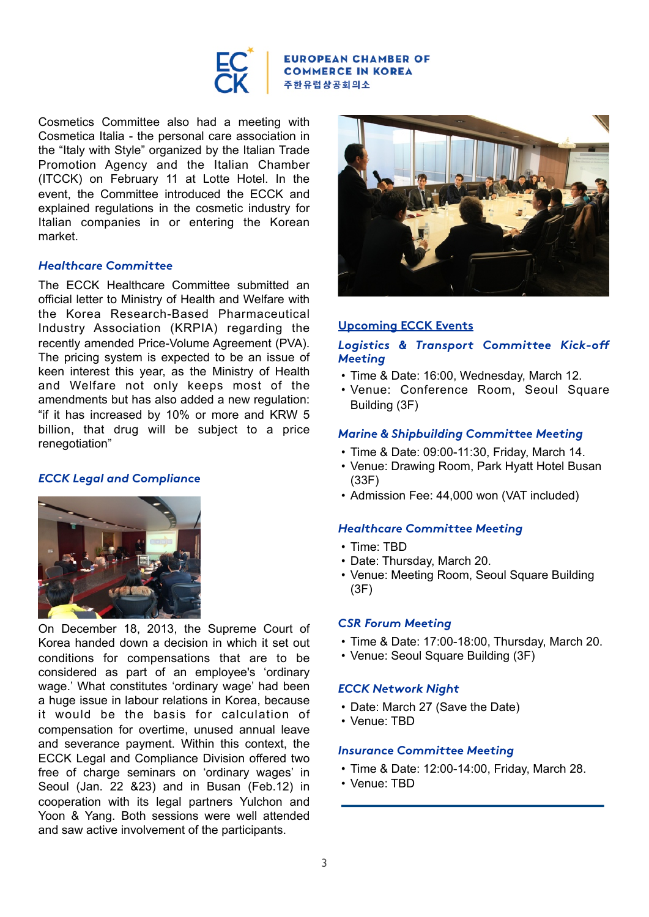Cosmetics Committee also had a meeting with Cosmetica Italia - the personal care association in the "Italy with Style" organized by the Italian Trade Promotion Agency and the Italian Chamber (ITCCK) on February 11 at Lotte Hotel. In the event, the Committee introduced the ECCK and explained regulations in the cosmetic industry for Italian companies in or entering the Korean market.

### *Healthcare Committee*

The ECCK Healthcare Committee submitted an official letter to Ministry of Health and Welfare with the Korea Research-Based Pharmaceutical Industry Association (KRPIA) regarding the recently amended Price-Volume Agreement (PVA). The pricing system is expected to be an issue of keen interest this year, as the Ministry of Health and Welfare not only keeps most of the amendments but has also added a new regulation: "if it has increased by 10% or more and KRW 5 billion, that drug will be subject to a price renegotiation"

### *ECCK Legal and Compliance*

On December 18, 2013, the Supreme Court of Korea handed down a decision in which it set out conditions for compensations that are to be considered as part of an employee's 'ordinary wage.' What constitutes 'ordinary wage' had been a huge issue in labour relations in Korea, because it would be the basis for calculation of compensation for overtime, unused annual leave and severance payment. Within this context, the ECCK Legal and Compliance Division offered two free of charge seminars on 'ordinary wages' in Seoul (Jan. 22 &23) and in Busan (Feb.12) in cooperation with its legal partners Yulchon and Yoon & Yang. Both sessions were well attended and saw active involvement of the participants.

## Upcoming ECCK Events

### *Logistics & Transport Committee Kick-off Meeting*

- Time & Date: 16:00, Wednesday, March 12.
- Venue: Conference Room, Seoul Square Building (3F)

### *Marine & Shipbuilding Committee Meeting*

- Time & Date: 09:00-11:30, Friday, March 14.
- Venue: Drawing Room, Park Hyatt Hotel Busan (33F)
- Admission Fee: 44,000 won (VAT included)

### *Healthcare Committee Meeting*

- Time: TBD
- Date: Thursday, March 20.
- Venue: Meeting Room, Seoul Square Building (3F)

### *CSR Forum Meeting*

- Time & Date: 17:00-18:00, Thursday, March 20.
- Venue: Seoul Square Building (3F)

### *ECCK Network Night*

- Date: March 27 (Save the Date)
- Venue: TBD

### *Insurance Committee Meeting*

- Time & Date: 12:00-14:00, Friday, March 28.
- Venue: TBD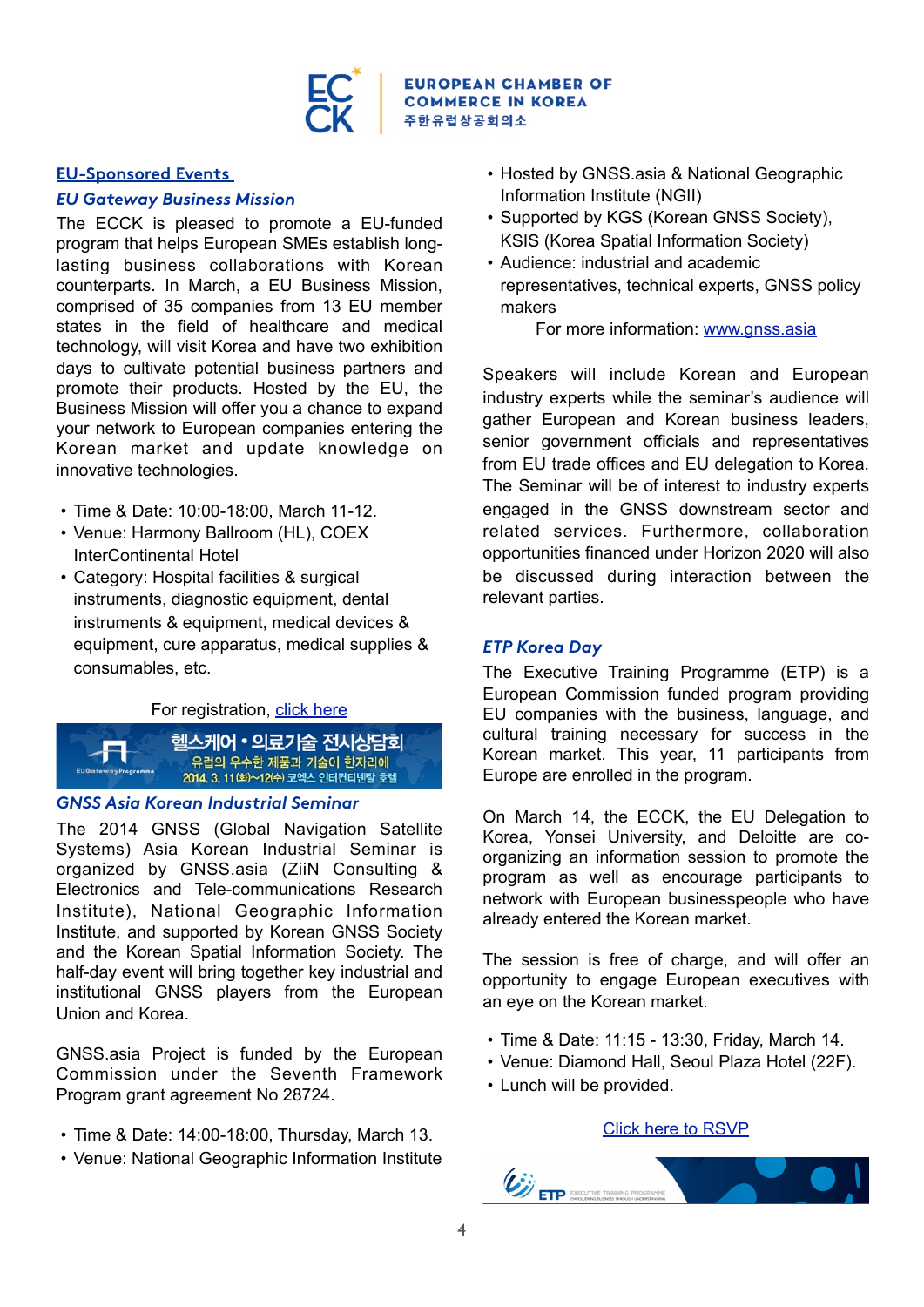## EU-Sponsored Events

### *EU Gateway Business Mission*

The ECCK is pleased to promote a EU-funded program that helps European SMEs establish long-lasting business collaborations with Korean counterparts. In March, a EU Business Mission, comprised of 35 companies from 13 EU member states in the field of healthcare and medical technology, will visit Korea and have two exhibition days to cultivate potential business partners and promote their products. Hosted by the EU, the Business Mission will offer you a chance to expand your network to European companies entering the Korean market and update knowledge on innovative technologies.

- Time & Date: 10:00-18:00, March 11-12.
- Venue: Harmony Ballroom (HL), COEX InterContinental Hotel
- Category: Hospital facilities & surgical instruments, diagnostic equipment, dental instruments & equipment, medical devices & equipment, cure apparatus, medical supplies & consumables, etc.

For registration, click here

헬스케어 • 의료기술 전시상담회
유럽의 우수한 제품과 기술이 한자리에
2014. 3. 11(화)~12(수) 코엑스 인터컨티넨탈 호텔

### *GNSS Asia Korean Industrial Seminar*

The 2014 GNSS (Global Navigation Satellite Systems) Asia Korean Industrial Seminar is organized by GNSS.asia (ZiiN Consulting & Electronics and Tele-communications Research Institute), National Geographic Information Institute, and supported by Korean GNSS Society and the Korean Spatial Information Society. The half-day event will bring together key industrial and institutional GNSS players from the European Union and Korea.

GNSS.asia Project is funded by the European Commission under the Seventh Framework Program grant agreement No 28724.

- Time & Date: 14:00-18:00, Thursday, March 13.
- Venue: National Geographic Information Institute
- Hosted by GNSS.asia & National Geographic Information Institute (NGII)
- Supported by KGS (Korean GNSS Society), KSIS (Korea Spatial Information Society)
- Audience: industrial and academic representatives, technical experts, GNSS policy makers

For more information: www.gnss.asia

Speakers will include Korean and European industry experts while the seminar's audience will gather European and Korean business leaders, senior government officials and representatives from EU trade offices and EU delegation to Korea. The Seminar will be of interest to industry experts engaged in the GNSS downstream sector and related services. Furthermore, collaboration opportunities financed under Horizon 2020 will also be discussed during interaction between the relevant parties.

### *ETP Korea Day*

The Executive Training Programme (ETP) is a European Commission funded program providing EU companies with the business, language, and cultural training necessary for success in the Korean market. This year, 11 participants from Europe are enrolled in the program.

On March 14, the ECCK, the EU Delegation to Korea, Yonsei University, and Deloitte are co-organizing an information session to promote the program as well as encourage participants to network with European businesspeople who have already entered the Korean market.

The session is free of charge, and will offer an opportunity to engage European executives with an eye on the Korean market.

- Time & Date: 11:15 - 13:30, Friday, March 14.
- Venue: Diamond Hall, Seoul Plaza Hotel (22F).
- Lunch will be provided.

Click here to RSVP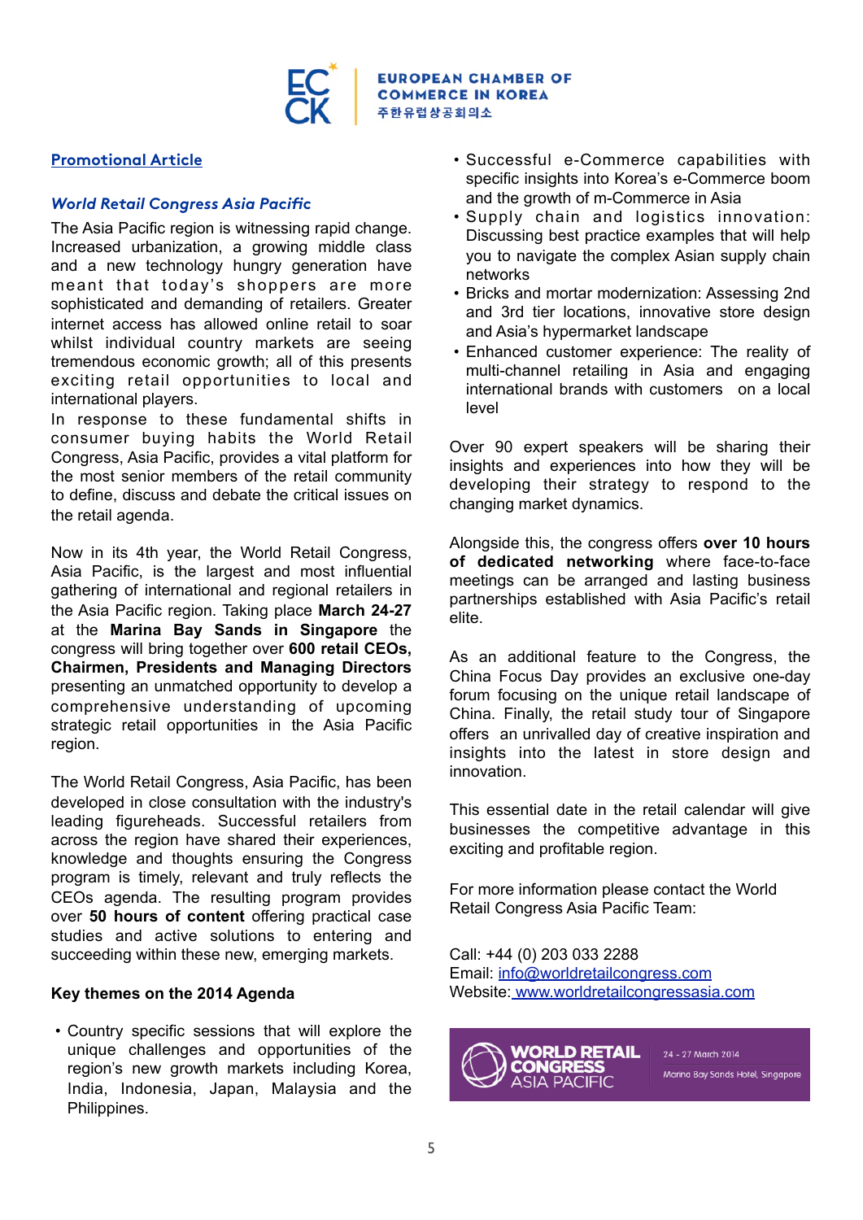**Promotional Article**

## *World Retail Congress Asia Pacific*

The Asia Pacific region is witnessing rapid change. Increased urbanization, a growing middle class and a new technology hungry generation have meant that today's shoppers are more sophisticated and demanding of retailers. Greater internet access has allowed online retail to soar whilst individual country markets are seeing tremendous economic growth; all of this presents exciting retail opportunities to local and international players.

In response to these fundamental shifts in consumer buying habits the World Retail Congress, Asia Pacific, provides a vital platform for the most senior members of the retail community to define, discuss and debate the critical issues on the retail agenda.

Now in its 4th year, the World Retail Congress, Asia Pacific, is the largest and most influential gathering of international and regional retailers in the Asia Pacific region. Taking place **March 24-27** at the **Marina Bay Sands in Singapore** the congress will bring together over **600 retail CEOs, Chairmen, Presidents and Managing Directors** presenting an unmatched opportunity to develop a comprehensive understanding of upcoming strategic retail opportunities in the Asia Pacific region.

The World Retail Congress, Asia Pacific, has been developed in close consultation with the industry's leading figureheads. Successful retailers from across the region have shared their experiences, knowledge and thoughts ensuring the Congress program is timely, relevant and truly reflects the CEOs agenda. The resulting program provides over **50 hours of content** offering practical case studies and active solutions to entering and succeeding within these new, emerging markets.

**Key themes on the 2014 Agenda**

- Country specific sessions that will explore the unique challenges and opportunities of the region's new growth markets including Korea, India, Indonesia, Japan, Malaysia and the Philippines.
- Successful e-Commerce capabilities with specific insights into Korea's e-Commerce boom and the growth of m-Commerce in Asia
- Supply chain and logistics innovation: Discussing best practice examples that will help you to navigate the complex Asian supply chain networks
- Bricks and mortar modernization: Assessing 2nd and 3rd tier locations, innovative store design and Asia's hypermarket landscape
- Enhanced customer experience: The reality of multi-channel retailing in Asia and engaging international brands with customers on a local level

Over 90 expert speakers will be sharing their insights and experiences into how they will be developing their strategy to respond to the changing market dynamics.

Alongside this, the congress offers **over 10 hours of dedicated networking** where face-to-face meetings can be arranged and lasting business partnerships established with Asia Pacific's retail elite.

As an additional feature to the Congress, the China Focus Day provides an exclusive one-day forum focusing on the unique retail landscape of China. Finally, the retail study tour of Singapore offers an unrivalled day of creative inspiration and insights into the latest in store design and innovation.

This essential date in the retail calendar will give businesses the competitive advantage in this exciting and profitable region.

For more information please contact the World Retail Congress Asia Pacific Team:

Call: +44 (0) 203 033 2288
Email: info@worldretailcongress.com
Website: www.worldretailcongressasia.com

WORLD RETAIL CONGRESS ASIA PACIFIC
24 - 27 March 2014
Marina Bay Sands Hotel, Singapore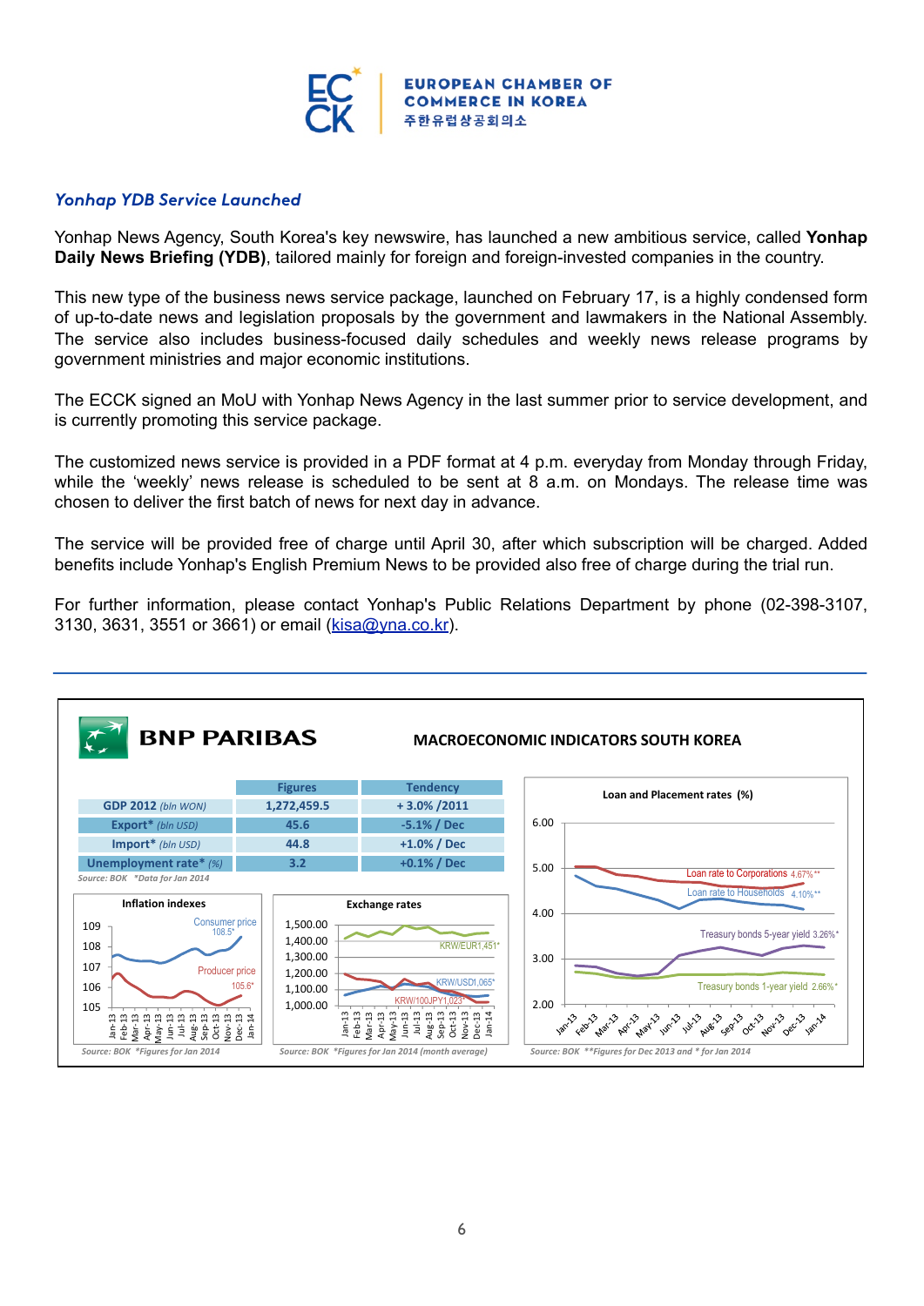EUROPEAN CHAMBER OF COMMERCE IN KOREA
주한유럽상공회의소

### *Yonhap YDB Service Launched*

Yonhap News Agency, South Korea's key newswire, has launched a new ambitious service, called **Yonhap Daily News Briefing (YDB)**, tailored mainly for foreign and foreign-invested companies in the country.

This new type of the business news service package, launched on February 17, is a highly condensed form of up-to-date news and legislation proposals by the government and lawmakers in the National Assembly. The service also includes business-focused daily schedules and weekly news release programs by government ministries and major economic institutions.

The ECCK signed an MoU with Yonhap News Agency in the last summer prior to service development, and is currently promoting this service package.

The customized news service is provided in a PDF format at 4 p.m. everyday from Monday through Friday, while the 'weekly' news release is scheduled to be sent at 8 a.m. on Mondays. The release time was chosen to deliver the first batch of news for next day in advance.

The service will be provided free of charge until April 30, after which subscription will be charged. Added benefits include Yonhap's English Premium News to be provided also free of charge during the trial run.

For further information, please contact Yonhap's Public Relations Department by phone (02-398-3107, 3130, 3631, 3551 or 3661) or email (kisa@yna.co.kr).

---

**BNP PARIBAS**

**MACROECONOMIC INDICATORS SOUTH KOREA**

| | Figures | Tendency |
|---|---|---|
| GDP 2012 *(bln WON)* | 1,272,459.5 | + 3.0% /2011 |
| Export* *(bln USD)* | 45.6 | -5.1% / Dec |
| Import* *(bln USD)* | 44.8 | +1.0% / Dec |
| Unemployment rate* *(%)* | 3.2 | +0.1% / Dec |

Source: BOK *Data for Jan 2014

**Inflation indexes**

109
108
107
106
105

Consumer price 108.5*
Producer price 105.6*

Jan-13 Feb-13 Mar-13 Apr-13 May-13 Jun-13 Jul-13 Aug-13 Sep-13 Oct-13 Nov-13 Dec-13 Jan-14

Source: BOK *Figures for Jan 2014

**Exchange rates**

1,500.00
1,400.00
1,300.00
1,200.00
1,100.00
1,000.00

KRW/EUR1,451*
KRW/USD1,065*
KRW/100JPY1,023*

Jan-13 Feb-13 Mar-13 Apr-13 May-13 Jun-13 Jul-13 Aug-13 Sep-13 Oct-13 Nov-13 Dec-13 Jan-14

Source: BOK *Figures for Jan 2014 (month average)

**Loan and Placement rates (%)**

6.00
5.00
4.00
3.00
2.00

Loan rate to Corporations 4.67%**
Loan rate to Households 4.10%**
Treasury bonds 5-year yield 3.26%*
Treasury bonds 1-year yield 2.66%*

Jan-13 Feb-13 Mar-13 Apr-13 May-13 Jun-13 Jul-13 Aug-13 Sep-13 Oct-13 Nov-13 Dec-13 Jan-14

Source: BOK **Figures for Dec 2013 and * for Jan 2014